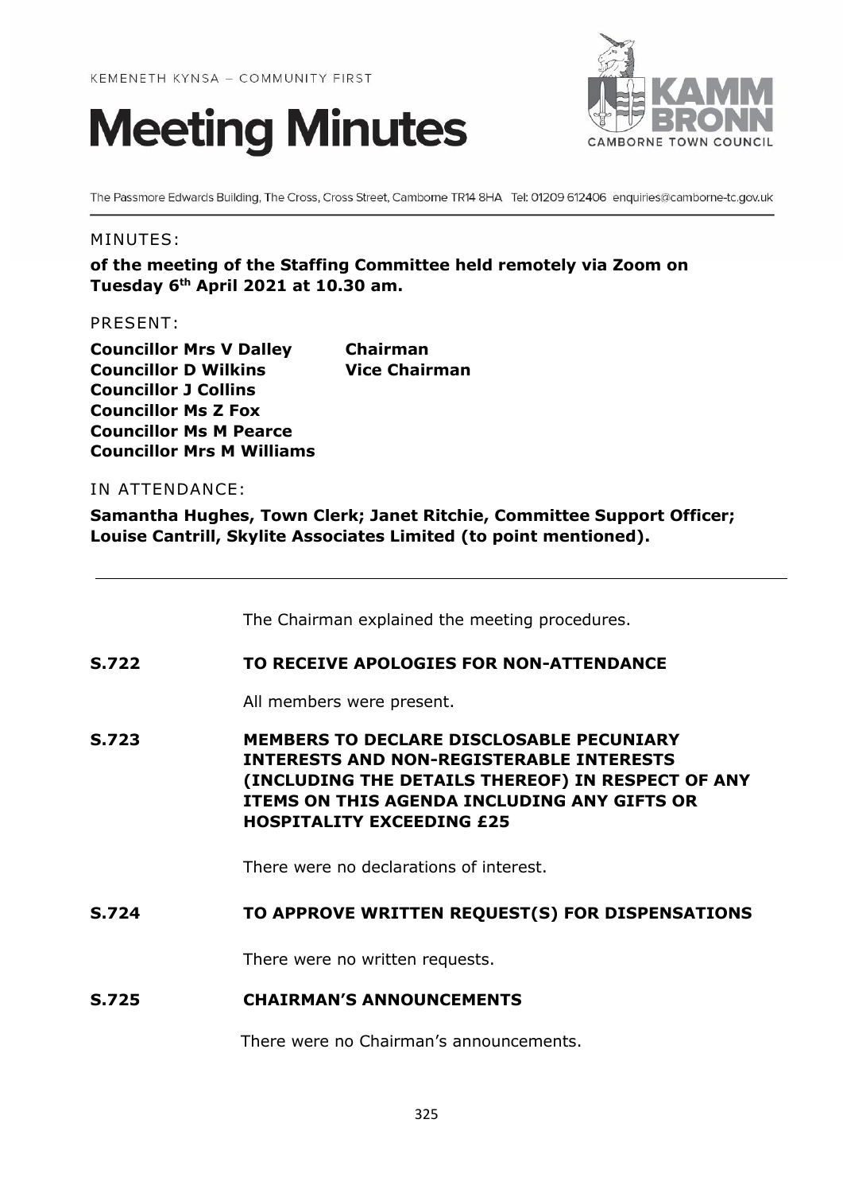KEMENETH KYNSA – COMMUNITY FIRST

# Meeting Minutes

KAMM BRONN
CAMBORNE TOWN COUNCIL

The Passmore Edwards Building, The Cross, Cross Street, Camborne TR14 8HA Tel: 01209 612406 enquiries@camborne-tc.gov.uk

MINUTES:

**of the meeting of the Staffing Committee held remotely via Zoom on Tuesday 6th April 2021 at 10.30 am.**

PRESENT:

**Councillor Mrs V Dalley** **Chairman**
**Councillor D Wilkins** **Vice Chairman**
**Councillor J Collins**
**Councillor Ms Z Fox**
**Councillor Ms M Pearce**
**Councillor Mrs M Williams**

IN ATTENDANCE:

**Samantha Hughes, Town Clerk; Janet Ritchie, Committee Support Officer; Louise Cantrill, Skylite Associates Limited (to point mentioned).**

---

The Chairman explained the meeting procedures.

**S.722 TO RECEIVE APOLOGIES FOR NON-ATTENDANCE**

All members were present.

**S.723 MEMBERS TO DECLARE DISCLOSABLE PECUNIARY INTERESTS AND NON-REGISTERABLE INTERESTS (INCLUDING THE DETAILS THEREOF) IN RESPECT OF ANY ITEMS ON THIS AGENDA INCLUDING ANY GIFTS OR HOSPITALITY EXCEEDING £25**

There were no declarations of interest.

**S.724 TO APPROVE WRITTEN REQUEST(S) FOR DISPENSATIONS**

There were no written requests.

**S.725 CHAIRMAN'S ANNOUNCEMENTS**

There were no Chairman's announcements.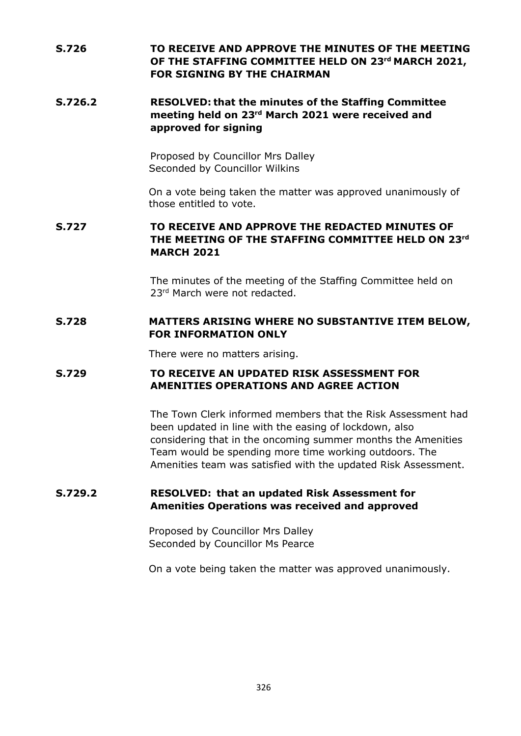**S.726 TO RECEIVE AND APPROVE THE MINUTES OF THE MEETING OF THE STAFFING COMMITTEE HELD ON 23rd MARCH 2021, FOR SIGNING BY THE CHAIRMAN**

**S.726.2 RESOLVED: that the minutes of the Staffing Committee meeting held on 23rd March 2021 were received and approved for signing**

Proposed by Councillor Mrs Dalley
Seconded by Councillor Wilkins

On a vote being taken the matter was approved unanimously of those entitled to vote.

**S.727 TO RECEIVE AND APPROVE THE REDACTED MINUTES OF THE MEETING OF THE STAFFING COMMITTEE HELD ON 23rd MARCH 2021**

The minutes of the meeting of the Staffing Committee held on 23rd March were not redacted.

**S.728 MATTERS ARISING WHERE NO SUBSTANTIVE ITEM BELOW, FOR INFORMATION ONLY**

There were no matters arising.

**S.729 TO RECEIVE AN UPDATED RISK ASSESSMENT FOR AMENITIES OPERATIONS AND AGREE ACTION**

The Town Clerk informed members that the Risk Assessment had been updated in line with the easing of lockdown, also considering that in the oncoming summer months the Amenities Team would be spending more time working outdoors. The Amenities team was satisfied with the updated Risk Assessment.

**S.729.2 RESOLVED: that an updated Risk Assessment for Amenities Operations was received and approved**

Proposed by Councillor Mrs Dalley
Seconded by Councillor Ms Pearce

On a vote being taken the matter was approved unanimously.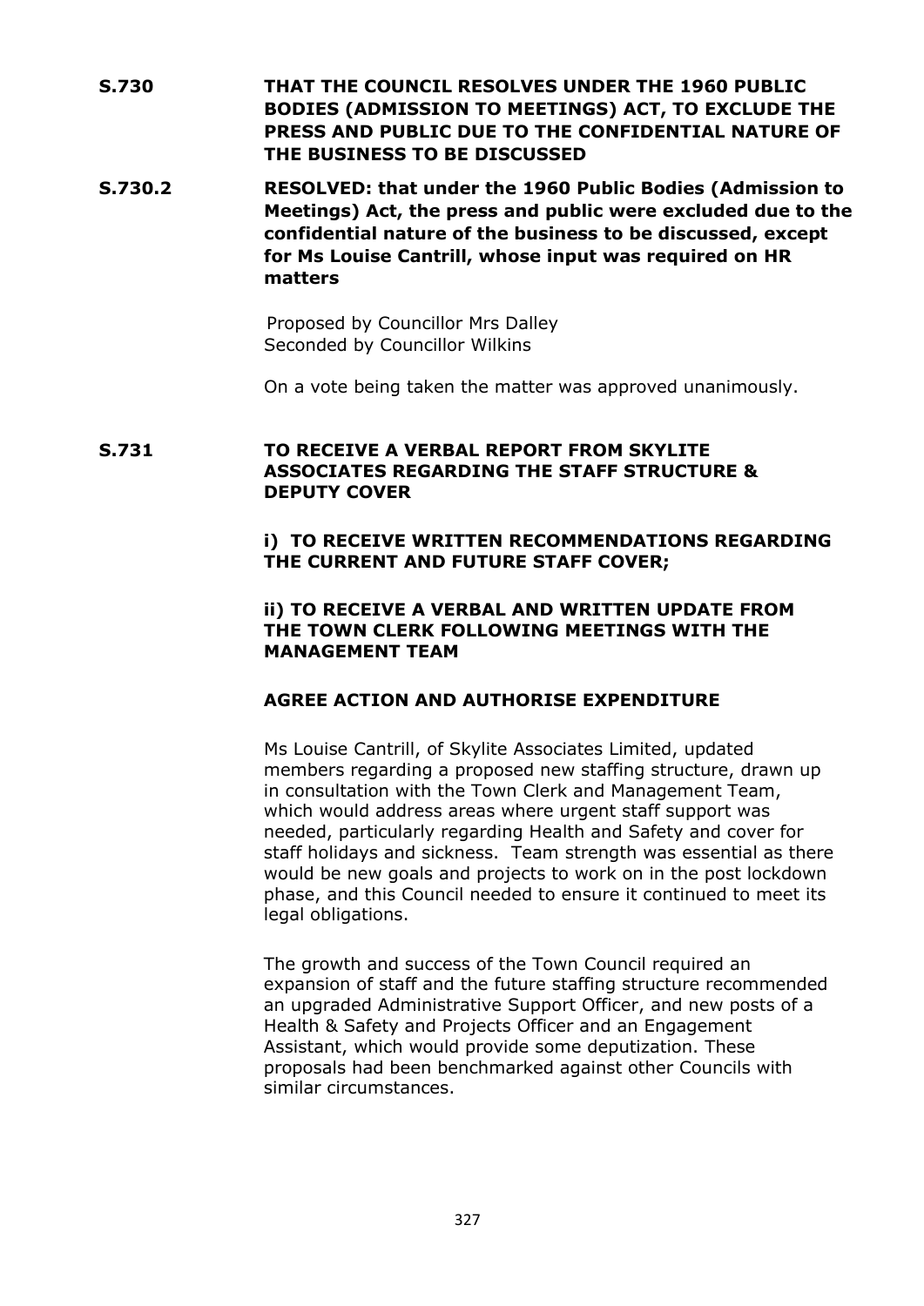**S.730** **THAT THE COUNCIL RESOLVES UNDER THE 1960 PUBLIC BODIES (ADMISSION TO MEETINGS) ACT, TO EXCLUDE THE PRESS AND PUBLIC DUE TO THE CONFIDENTIAL NATURE OF THE BUSINESS TO BE DISCUSSED**

**S.730.2** **RESOLVED: that under the 1960 Public Bodies (Admission to Meetings) Act, the press and public were excluded due to the confidential nature of the business to be discussed, except for Ms Louise Cantrill, whose input was required on HR matters**

Proposed by Councillor Mrs Dalley
Seconded by Councillor Wilkins

On a vote being taken the matter was approved unanimously.

**S.731** **TO RECEIVE A VERBAL REPORT FROM SKYLITE ASSOCIATES REGARDING THE STAFF STRUCTURE & DEPUTY COVER**

**i) TO RECEIVE WRITTEN RECOMMENDATIONS REGARDING THE CURRENT AND FUTURE STAFF COVER;**

**ii) TO RECEIVE A VERBAL AND WRITTEN UPDATE FROM THE TOWN CLERK FOLLOWING MEETINGS WITH THE MANAGEMENT TEAM**

**AGREE ACTION AND AUTHORISE EXPENDITURE**

Ms Louise Cantrill, of Skylite Associates Limited, updated members regarding a proposed new staffing structure, drawn up in consultation with the Town Clerk and Management Team, which would address areas where urgent staff support was needed, particularly regarding Health and Safety and cover for staff holidays and sickness. Team strength was essential as there would be new goals and projects to work on in the post lockdown phase, and this Council needed to ensure it continued to meet its legal obligations.

The growth and success of the Town Council required an expansion of staff and the future staffing structure recommended an upgraded Administrative Support Officer, and new posts of a Health & Safety and Projects Officer and an Engagement Assistant, which would provide some deputization. These proposals had been benchmarked against other Councils with similar circumstances.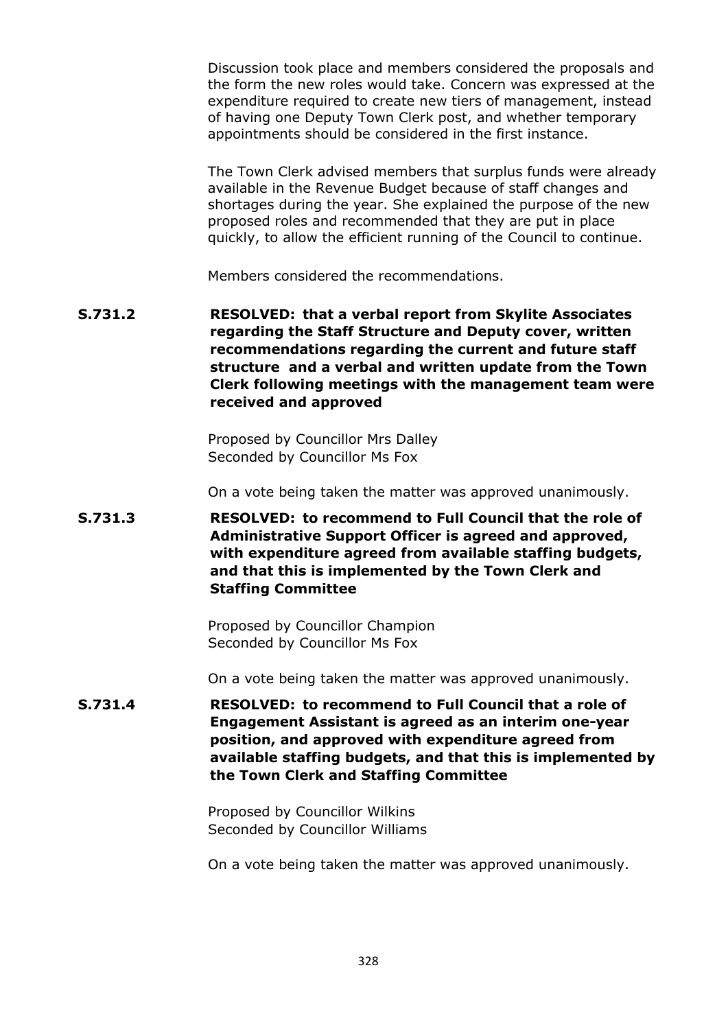Discussion took place and members considered the proposals and the form the new roles would take. Concern was expressed at the expenditure required to create new tiers of management, instead of having one Deputy Town Clerk post, and whether temporary appointments should be considered in the first instance.

The Town Clerk advised members that surplus funds were already available in the Revenue Budget because of staff changes and shortages during the year. She explained the purpose of the new proposed roles and recommended that they are put in place quickly, to allow the efficient running of the Council to continue.

Members considered the recommendations.

**S.731.2** **RESOLVED: that a verbal report from Skylite Associates regarding the Staff Structure and Deputy cover, written recommendations regarding the current and future staff structure and a verbal and written update from the Town Clerk following meetings with the management team were received and approved**

Proposed by Councillor Mrs Dalley
Seconded by Councillor Ms Fox

On a vote being taken the matter was approved unanimously.

**S.731.3** **RESOLVED: to recommend to Full Council that the role of Administrative Support Officer is agreed and approved, with expenditure agreed from available staffing budgets, and that this is implemented by the Town Clerk and Staffing Committee**

Proposed by Councillor Champion
Seconded by Councillor Ms Fox

On a vote being taken the matter was approved unanimously.

**S.731.4** **RESOLVED: to recommend to Full Council that a role of Engagement Assistant is agreed as an interim one-year position, and approved with expenditure agreed from available staffing budgets, and that this is implemented by the Town Clerk and Staffing Committee**

Proposed by Councillor Wilkins
Seconded by Councillor Williams

On a vote being taken the matter was approved unanimously.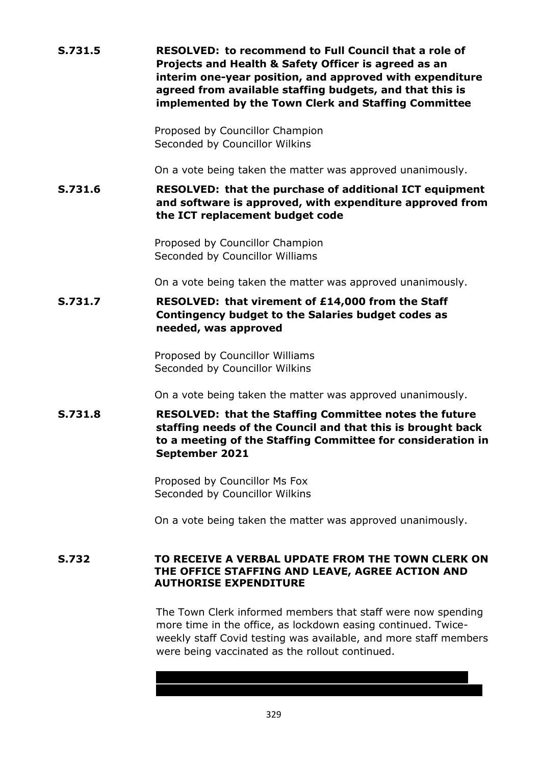**S.731.5** **RESOLVED: to recommend to Full Council that a role of Projects and Health & Safety Officer is agreed as an interim one-year position, and approved with expenditure agreed from available staffing budgets, and that this is implemented by the Town Clerk and Staffing Committee**

Proposed by Councillor Champion
Seconded by Councillor Wilkins

On a vote being taken the matter was approved unanimously.

**S.731.6** **RESOLVED: that the purchase of additional ICT equipment and software is approved, with expenditure approved from the ICT replacement budget code**

Proposed by Councillor Champion
Seconded by Councillor Williams

On a vote being taken the matter was approved unanimously.

**S.731.7** **RESOLVED: that virement of £14,000 from the Staff Contingency budget to the Salaries budget codes as needed, was approved**

Proposed by Councillor Williams
Seconded by Councillor Wilkins

On a vote being taken the matter was approved unanimously.

**S.731.8** **RESOLVED: that the Staffing Committee notes the future staffing needs of the Council and that this is brought back to a meeting of the Staffing Committee for consideration in September 2021**

Proposed by Councillor Ms Fox
Seconded by Councillor Wilkins

On a vote being taken the matter was approved unanimously.

**S.732** **TO RECEIVE A VERBAL UPDATE FROM THE TOWN CLERK ON THE OFFICE STAFFING AND LEAVE, AGREE ACTION AND AUTHORISE EXPENDITURE**

The Town Clerk informed members that staff were now spending more time in the office, as lockdown easing continued. Twice-weekly staff Covid testing was available, and more staff members were being vaccinated as the rollout continued.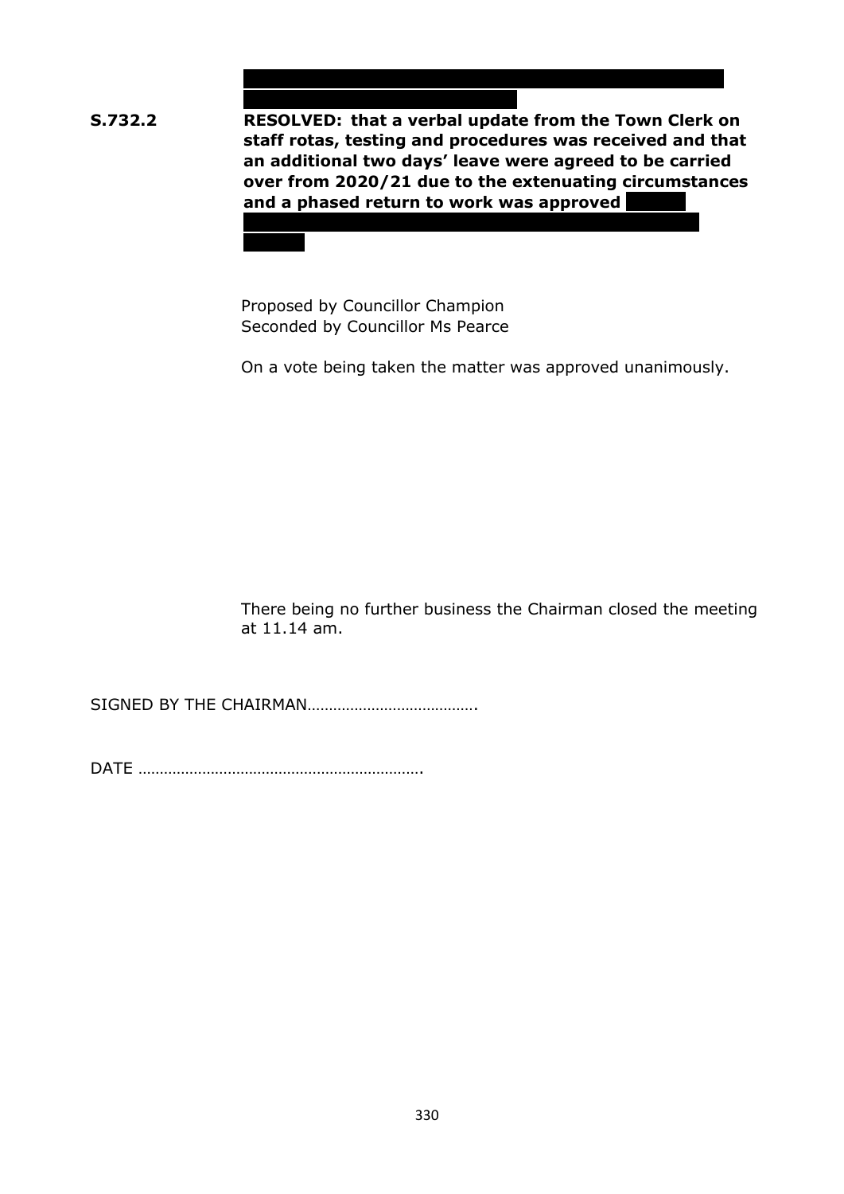**S.732.2** **RESOLVED: that a verbal update from the Town Clerk on staff rotas, testing and procedures was received and that an additional two days' leave were agreed to be carried over from 2020/21 due to the extenuating circumstances and a phased return to work was approved**

Proposed by Councillor Champion
Seconded by Councillor Ms Pearce

On a vote being taken the matter was approved unanimously.

There being no further business the Chairman closed the meeting at 11.14 am.

SIGNED BY THE CHAIRMAN…………………………………

DATE ………………………………………………………….